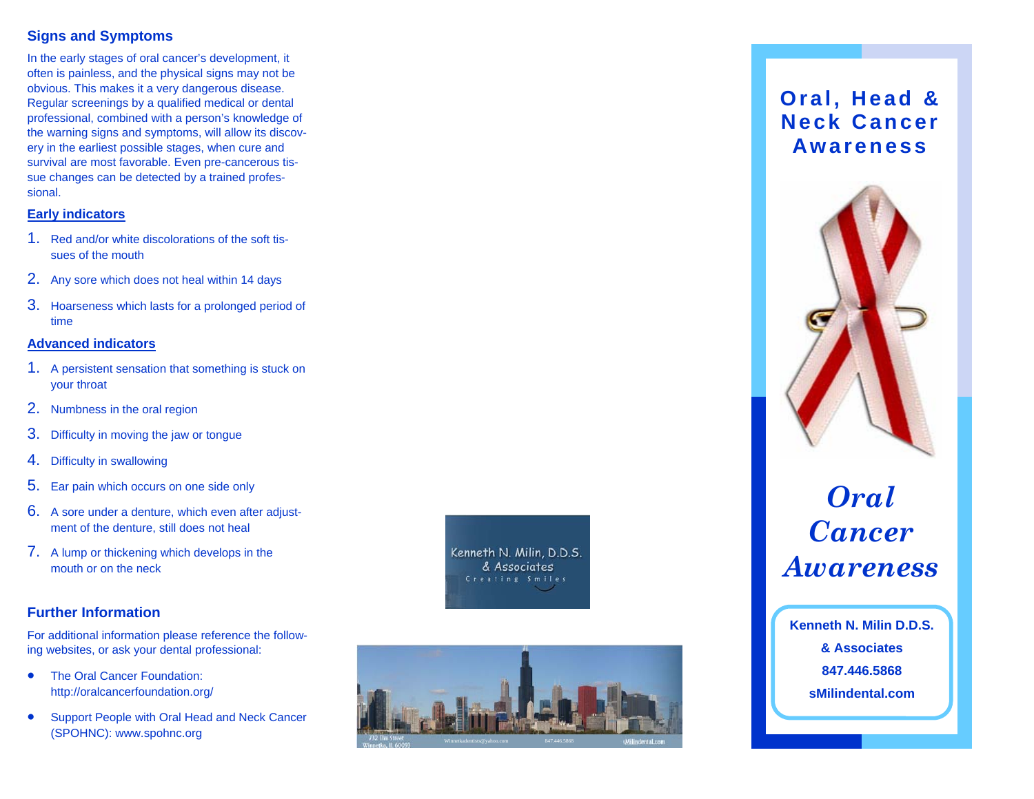## Signs and Symptoms

In the early stages of oral cancer's development, it often is painless, and the physical signs may not be obvious. This makes it a very dangerous disease. Regular screenings by a qualified medical or dental professional, combined with a person's knowledge of the warning signs and symptoms, will allow its discovery in the earliest possible stages, when cure and survival are most favorable. Even pre-cancerous tissue changes can be detected by a trained professional.

### Early indicators

1. Red and/or white discolorations of the soft tissues of the mouth
2. Any sore which does not heal within 14 days
3. Hoarseness which lasts for a prolonged period of time

### Advanced indicators

1. A persistent sensation that something is stuck on your throat
2. Numbness in the oral region
3. Difficulty in moving the jaw or tongue
4. Difficulty in swallowing
5. Ear pain which occurs on one side only
6. A sore under a denture, which even after adjustment of the denture, still does not heal
7. A lump or thickening which develops in the mouth or on the neck

## Further Information

For additional information please reference the following websites, or ask your dental professional:

- The Oral Cancer Foundation: http://oralcancerfoundation.org/
- Support People with Oral Head and Neck Cancer (SPOHNC): www.spohnc.org

Kenneth N. Milin, D.D.S.
& Associates
Creating Smiles

732 Elm Street
Winnetka, IL 60093
Winnetkadentists@yahoo.com
847.446.5868
sMilindental.com

# Oral, Head & Neck Cancer Awareness

# *Oral Cancer Awareness*

**Kenneth N. Milin D.D.S.**
**& Associates**
**847.446.5868**
**sMilindental.com**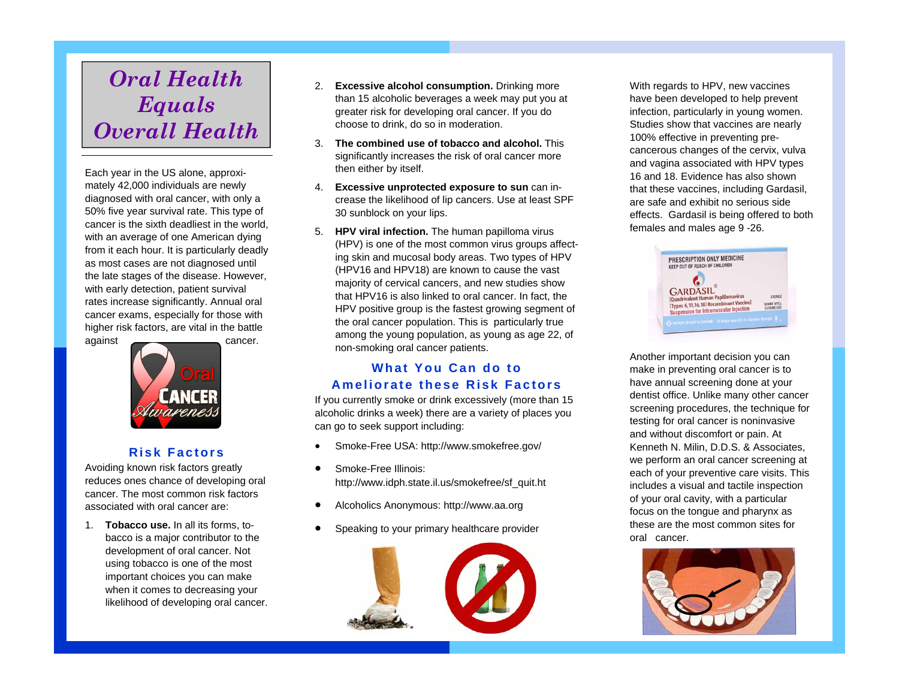# *Oral Health Equals Overall Health*

Each year in the US alone, approximately 42,000 individuals are newly diagnosed with oral cancer, with only a 50% five year survival rate. This type of cancer is the sixth deadliest in the world, with an average of one American dying from it each hour. It is particularly deadly as most cases are not diagnosed until the late stages of the disease. However, with early detection, patient survival rates increase significantly. Annual oral cancer exams, especially for those with higher risk factors, are vital in the battle against cancer.

## Risk Factors

Avoiding known risk factors greatly reduces ones chance of developing oral cancer. The most common risk factors associated with oral cancer are:

1. **Tobacco use.** In all its forms, tobacco is a major contributor to the development of oral cancer. Not using tobacco is one of the most important choices you can make when it comes to decreasing your likelihood of developing oral cancer.
2. **Excessive alcohol consumption.** Drinking more than 15 alcoholic beverages a week may put you at greater risk for developing oral cancer. If you do choose to drink, do so in moderation.
3. **The combined use of tobacco and alcohol.** This significantly increases the risk of oral cancer more then either by itself.
4. **Excessive unprotected exposure to sun** can increase the likelihood of lip cancers. Use at least SPF 30 sunblock on your lips.
5. **HPV viral infection.** The human papilloma virus (HPV) is one of the most common virus groups affecting skin and mucosal body areas. Two types of HPV (HPV16 and HPV18) are known to cause the vast majority of cervical cancers, and new studies show that HPV16 is also linked to oral cancer. In fact, the HPV positive group is the fastest growing segment of the oral cancer population. This is particularly true among the young population, as young as age 22, of non-smoking oral cancer patients.

## What You Can do to Ameliorate these Risk Factors

If you currently smoke or drink excessively (more than 15 alcoholic drinks a week) there are a variety of places you can go to seek support including:

- Smoke-Free USA: http://www.smokefree.gov/
- Smoke-Free Illinois: http://www.idph.state.il.us/smokefree/sf_quit.ht
- Alcoholics Anonymous: http://www.aa.org
- Speaking to your primary healthcare provider

With regards to HPV, new vaccines have been developed to help prevent infection, particularly in young women. Studies show that vaccines are nearly 100% effective in preventing pre-cancerous changes of the cervix, vulva and vagina associated with HPV types 16 and 18. Evidence has also shown that these vaccines, including Gardasil, are safe and exhibit no serious side effects. Gardasil is being offered to both females and males age 9 -26.

Another important decision you can make in preventing oral cancer is to have annual screening done at your dentist office. Unlike many other cancer screening procedures, the technique for testing for oral cancer is noninvasive and without discomfort or pain. At Kenneth N. Milin, D.D.S. & Associates, we perform an oral cancer screening at each of your preventive care visits. This includes a visual and tactile inspection of your oral cavity, with a particular focus on the tongue and pharynx as these are the most common sites for oral cancer.